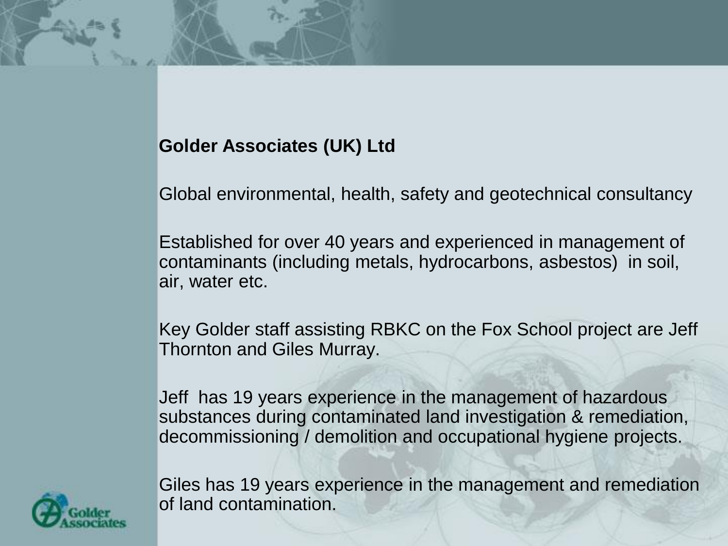**Golder Associates (UK) Ltd**

Global environmental, health, safety and geotechnical consultancy

Established for over 40 years and experienced in management of contaminants (including metals, hydrocarbons, asbestos) in soil, air, water etc.

Key Golder staff assisting RBKC on the Fox School project are Jeff Thornton and Giles Murray.

Jeff has 19 years experience in the management of hazardous substances during contaminated land investigation & remediation, decommissioning / demolition and occupational hygiene projects.

Giles has 19 years experience in the management and remediation of land contamination.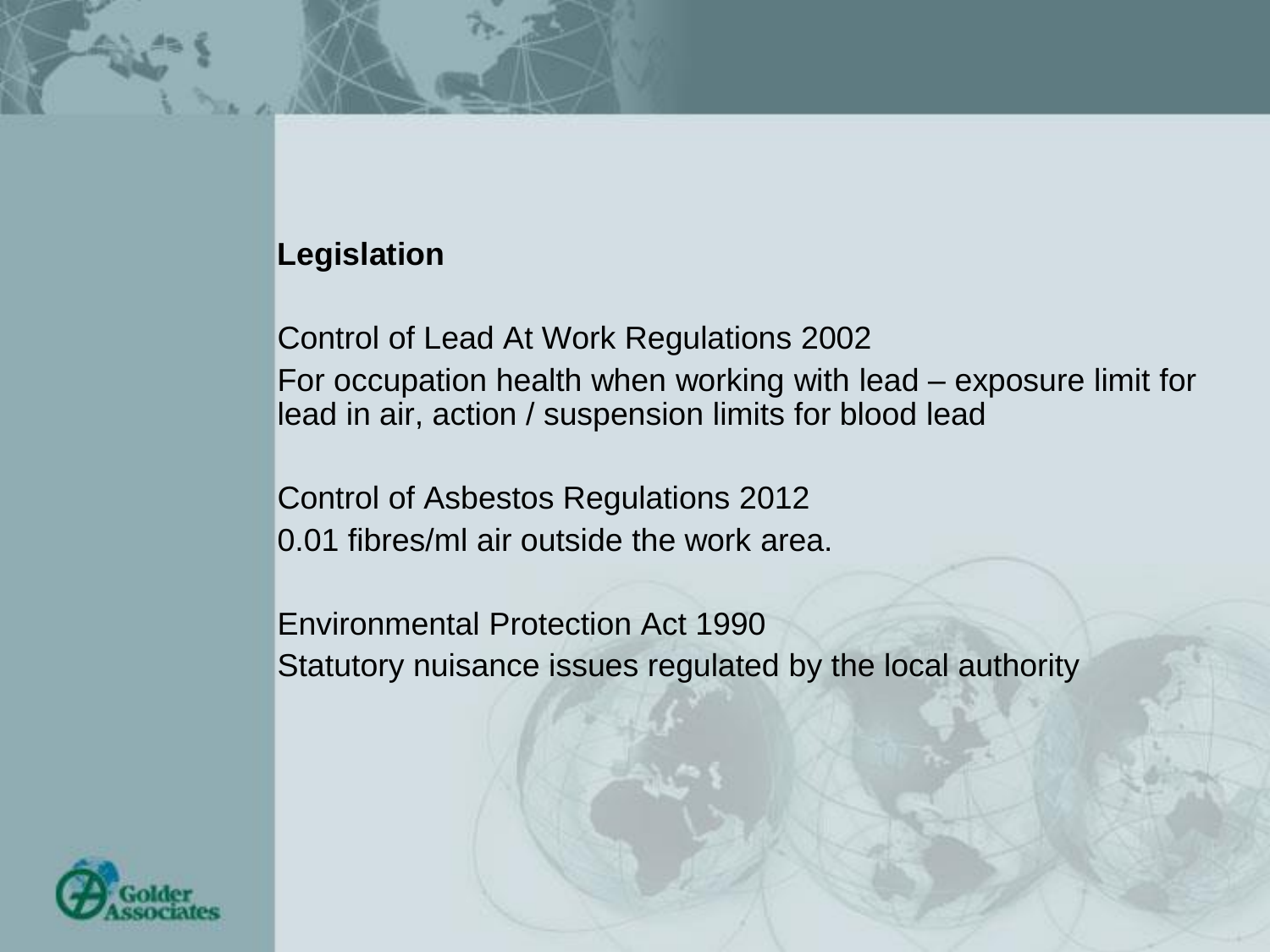**Legislation**

Control of Lead At Work Regulations 2002

For occupation health when working with lead – exposure limit for lead in air, action / suspension limits for blood lead

Control of Asbestos Regulations 2012

0.01 fibres/ml air outside the work area.

Environmental Protection Act 1990

Statutory nuisance issues regulated by the local authority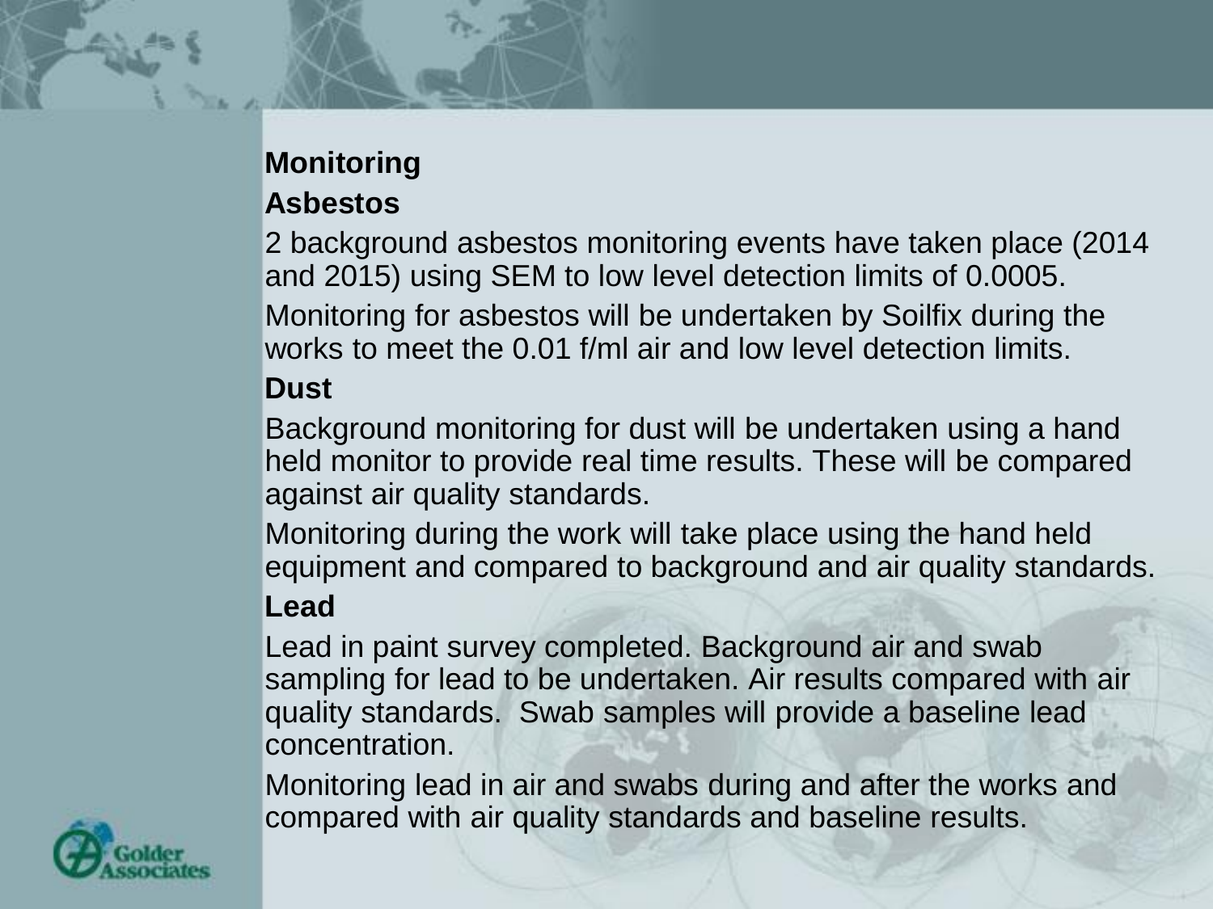## Monitoring

### Asbestos

2 background asbestos monitoring events have taken place (2014 and 2015) using SEM to low level detection limits of 0.0005.

Monitoring for asbestos will be undertaken by Soilfix during the works to meet the 0.01 f/ml air and low level detection limits.

### Dust

Background monitoring for dust will be undertaken using a hand held monitor to provide real time results. These will be compared against air quality standards.

Monitoring during the work will take place using the hand held equipment and compared to background and air quality standards.

### Lead

Lead in paint survey completed. Background air and swab sampling for lead to be undertaken. Air results compared with air quality standards. Swab samples will provide a baseline lead concentration.

Monitoring lead in air and swabs during and after the works and compared with air quality standards and baseline results.